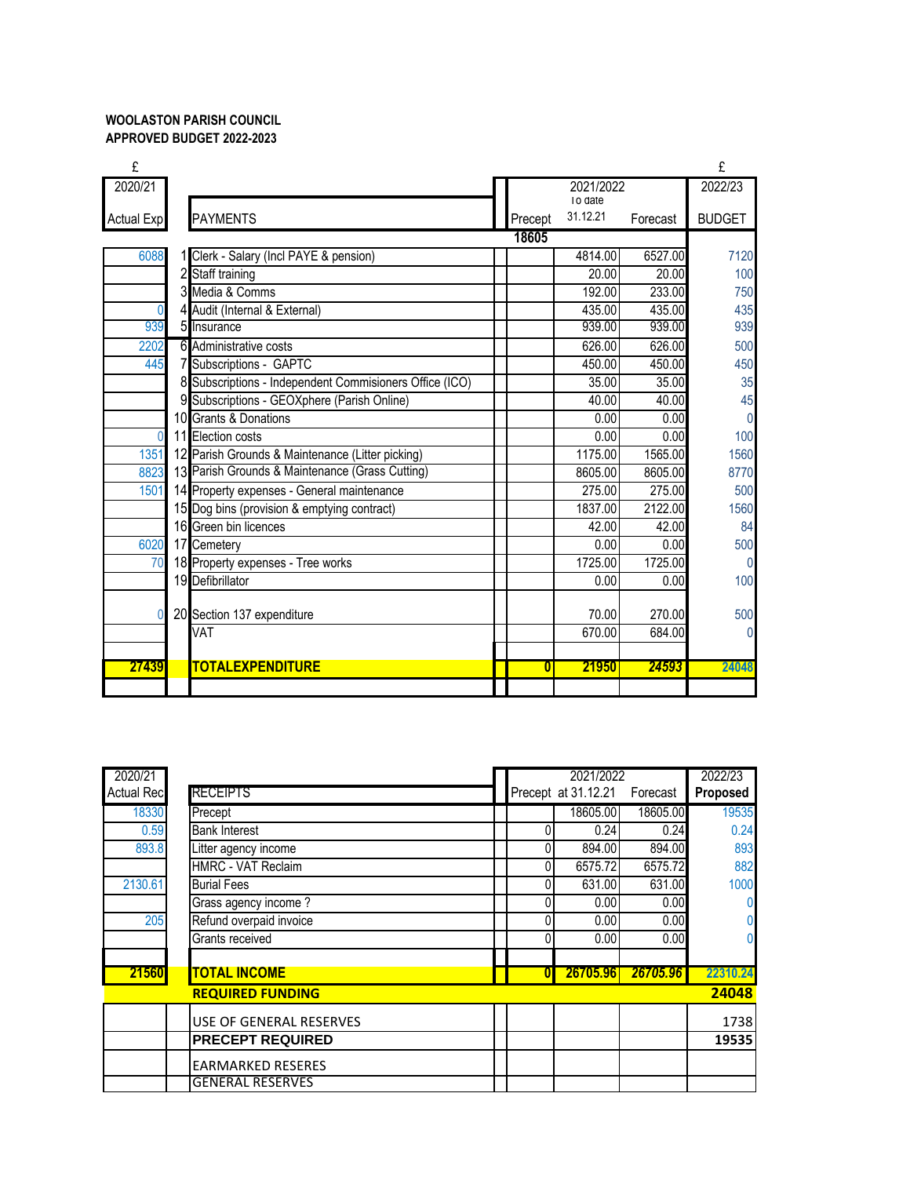**WOOLASTON PARISH COUNCIL**
**APPROVED BUDGET 2022-2023**

| £ | | | 2021/2022 | | | £ |
|---|---|---|---|---|---|---|
| 2020/21 Actual Exp | | PAYMENTS | Precept | To date 31.12.21 | Forecast | 2022/23 BUDGET |
| | | | 18605 | | | |
| 6088 | 1 | Clerk - Salary (Incl PAYE & pension) | | 4814.00 | 6527.00 | 7120 |
| | 2 | Staff training | | 20.00 | 20.00 | 100 |
| | 3 | Media & Comms | | 192.00 | 233.00 | 750 |
| 0 | 4 | Audit (Internal & External) | | 435.00 | 435.00 | 435 |
| 939 | 5 | Insurance | | 939.00 | 939.00 | 939 |
| 2202 | 6 | Administrative costs | | 626.00 | 626.00 | 500 |
| 445 | 7 | Subscriptions - GAPTC | | 450.00 | 450.00 | 450 |
| | 8 | Subscriptions - Independent Commisioners Office (ICO) | | 35.00 | 35.00 | 35 |
| | 9 | Subscriptions - GEOXphere (Parish Online) | | 40.00 | 40.00 | 45 |
| | 10 | Grants & Donations | | 0.00 | 0.00 | 0 |
| 0 | 11 | Election costs | | 0.00 | 0.00 | 100 |
| 1351 | 12 | Parish Grounds & Maintenance (Litter picking) | | 1175.00 | 1565.00 | 1560 |
| 8823 | 13 | Parish Grounds & Maintenance (Grass Cutting) | | 8605.00 | 8605.00 | 8770 |
| 1501 | 14 | Property expenses - General maintenance | | 275.00 | 275.00 | 500 |
| | 15 | Dog bins (provision & emptying contract) | | 1837.00 | 2122.00 | 1560 |
| | 16 | Green bin licences | | 42.00 | 42.00 | 84 |
| 6020 | 17 | Cemetery | | 0.00 | 0.00 | 500 |
| 70 | 18 | Property expenses - Tree works | | 1725.00 | 1725.00 | 0 |
| | 19 | Defibrillator | | 0.00 | 0.00 | 100 |
| 0 | 20 | Section 137 expenditure | | 70.00 | 270.00 | 500 |
| | | VAT | | 670.00 | 684.00 | 0 |
| **27439** | | **TOTALEXPENDITURE** | **0** | **21950** | **24593** | **24048** |

| 2020/21 | | 2021/2022 | | | 2022/23 |
|---|---|---|---|---|---|
| Actual Rec | RECEIPTS | Precept | at 31.12.21 | Forecast | **Proposed** |
| 18330 | Precept | | 18605.00 | 18605.00 | 19535 |
| 0.59 | Bank Interest | 0 | 0.24 | 0.24 | 0.24 |
| 893.8 | Litter agency income | 0 | 894.00 | 894.00 | 893 |
| | HMRC - VAT Reclaim | 0 | 6575.72 | 6575.72 | 882 |
| 2130.61 | Burial Fees | 0 | 631.00 | 631.00 | 1000 |
| | Grass agency income ? | 0 | 0.00 | 0.00 | 0 |
| 205 | Refund overpaid invoice | 0 | 0.00 | 0.00 | 0 |
| | Grants received | 0 | 0.00 | 0.00 | 0 |
| **21560** | **TOTAL INCOME** | **0** | **26705.96** | **26705.96** | **22310.24** |
| | **REQUIRED FUNDING** | | | | **24048** |
| | USE OF GENERAL RESERVES | | | | 1738 |
| | **PRECEPT REQUIRED** | | | | **19535** |
| | EARMARKED RESERES | | | | |
| | GENERAL RESERVES | | | | |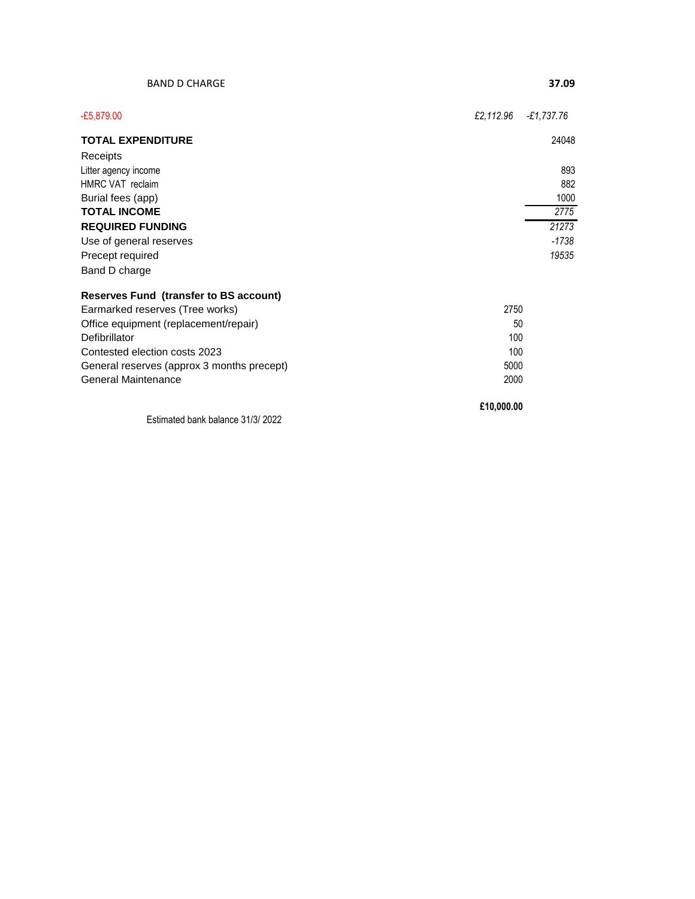BAND D CHARGE **37.09**

| | | |
|---|---|---|
| -£5,879.00 | *£2,112.96* | *-£1,737.76* |
| **TOTAL EXPENDITURE** | | 24048 |
| Receipts | | |
| Litter agency income | | 893 |
| HMRC VAT reclaim | | 882 |
| Burial fees (app) | | 1000 |
| **TOTAL INCOME** | | *2775* |
| **REQUIRED FUNDING** | | *21273* |
| Use of general reserves | | *-1738* |
| Precept required | | *19535* |
| Band D charge | | |

| **Reserves Fund (transfer to BS account)** | |
|---|---|
| Earmarked reserves (Tree works) | 2750 |
| Office equipment (replacement/repair) | 50 |
| Defibrillator | 100 |
| Contested election costs 2023 | 100 |
| General reserves (approx 3 months precept) | 5000 |
| General Maintenance | 2000 |
| | **£10,000.00** |

Estimated bank balance 31/3/ 2022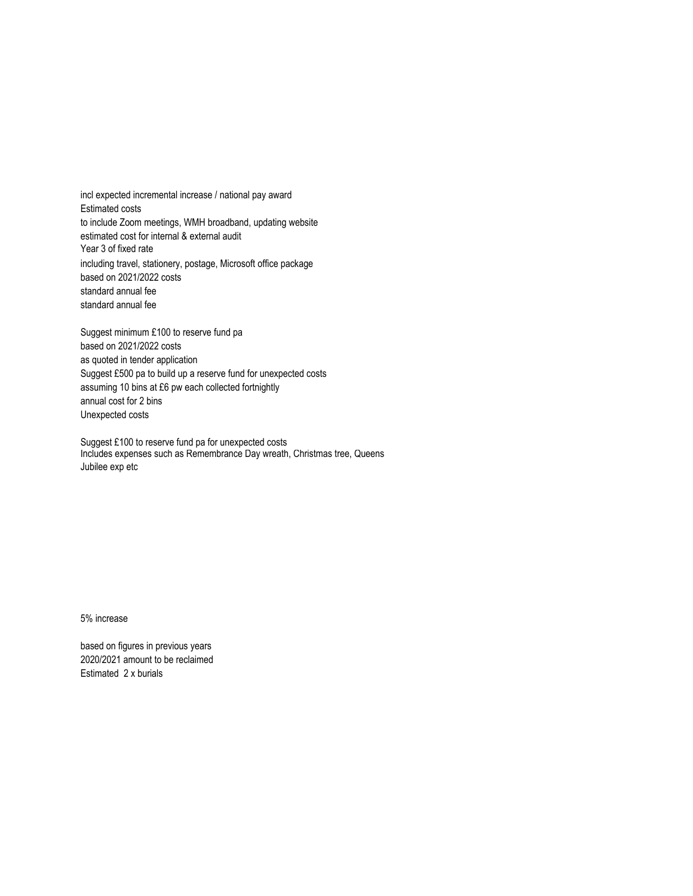incl expected incremental increase / national pay award
Estimated costs
to include Zoom meetings, WMH broadband, updating website
estimated cost for internal & external audit
Year 3 of fixed rate
including travel, stationery, postage, Microsoft office package
based on 2021/2022 costs
standard annual fee
standard annual fee

Suggest minimum £100 to reserve fund pa
based on 2021/2022 costs
as quoted in tender application
Suggest £500 pa to build up a reserve fund for unexpected costs
assuming 10 bins at £6 pw each collected fortnightly
annual cost for 2 bins
Unexpected costs

Suggest £100 to reserve fund pa for unexpected costs
Includes expenses such as Remembrance Day wreath, Christmas tree, Queens Jubilee exp etc

5% increase

based on figures in previous years
2020/2021 amount to be reclaimed
Estimated 2 x burials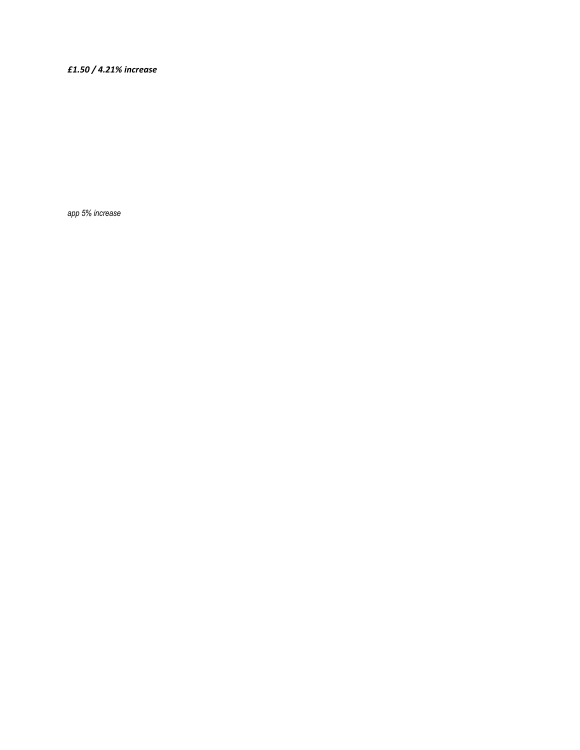***£1.50 / 4.21% increase***

*app 5% increase*